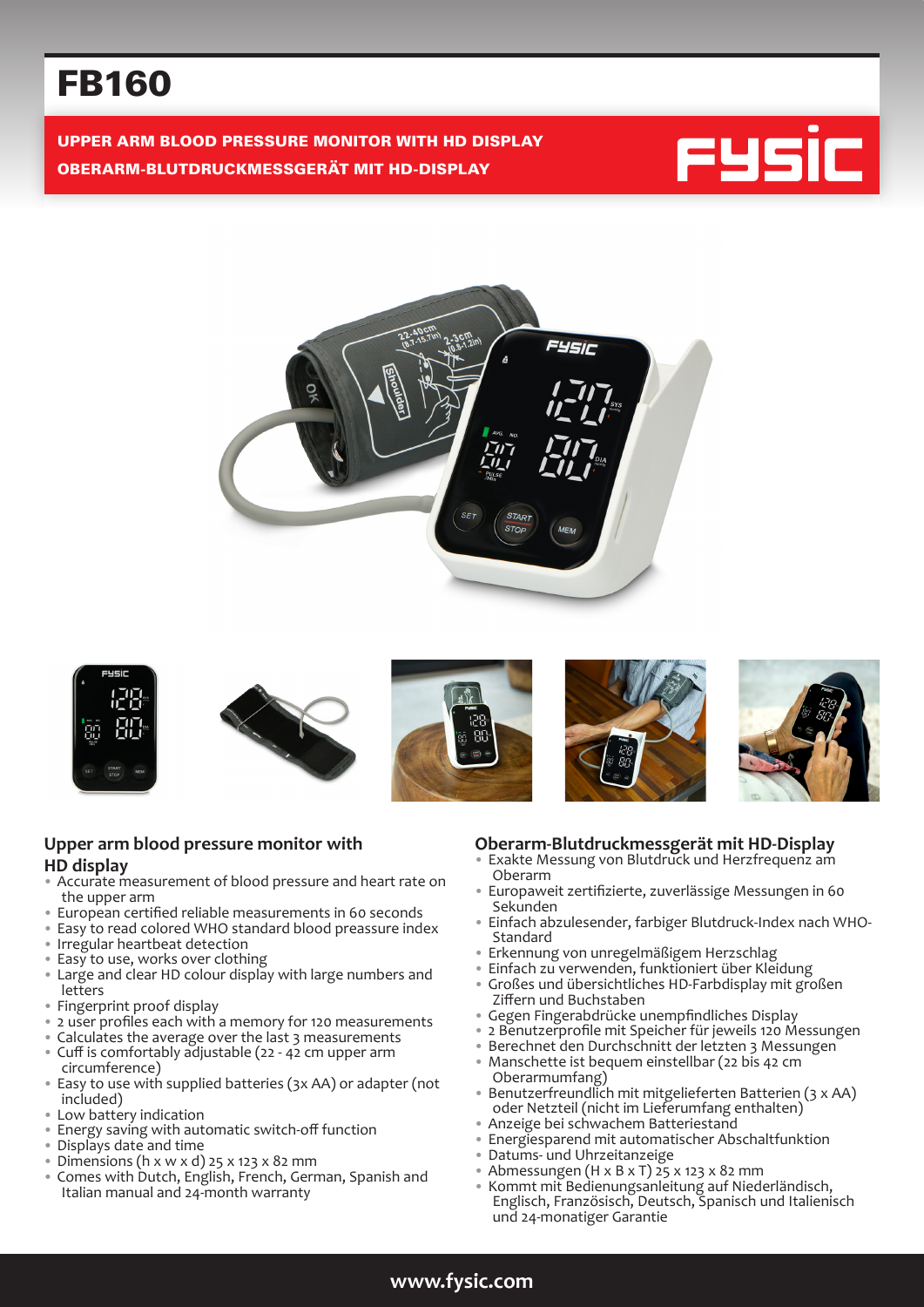# FB160

**UPPER ARM BLOOD PRESSURE MONITOR WITH HD DISPLAY**

**OBERARM-BLUTDRUCKMESSGERÄT MIT HD-DISPLAY**

FYSIC

## Upper arm blood pressure monitor with HD display

- Accurate measurement of blood pressure and heart rate on the upper arm
- European certified reliable measurements in 60 seconds
- Easy to read colored WHO standard blood preassure index
- Irregular heartbeat detection
- Easy to use, works over clothing
- Large and clear HD colour display with large numbers and letters
- Fingerprint proof display
- 2 user profiles each with a memory for 120 measurements
- Calculates the average over the last 3 measurements
- Cuff is comfortably adjustable (22 - 42 cm upper arm circumference)
- Easy to use with supplied batteries (3x AA) or adapter (not included)
- Low battery indication
- Energy saving with automatic switch-off function
- Displays date and time
- Dimensions (h x w x d) 25 x 123 x 82 mm
- Comes with Dutch, English, French, German, Spanish and Italian manual and 24-month warranty

## Oberarm-Blutdruckmessgerät mit HD-Display

- Exakte Messung von Blutdruck und Herzfrequenz am Oberarm
- Europaweit zertifizierte, zuverlässige Messungen in 60 Sekunden
- Einfach abzulesender, farbiger Blutdruck-Index nach WHO-Standard
- Erkennung von unregelmäßigem Herzschlag
- Einfach zu verwenden, funktioniert über Kleidung
- Großes und übersichtliches HD-Farbdisplay mit großen Ziffern und Buchstaben
- Gegen Fingerabdrücke unempfindliches Display
- 2 Benutzerprofile mit Speicher für jeweils 120 Messungen
- Berechnet den Durchschnitt der letzten 3 Messungen
- Manschette ist bequem einstellbar (22 bis 42 cm Oberarmumfang)
- Benutzerfreundlich mit mitgelieferten Batterien (3 x AA) oder Netzteil (nicht im Lieferumfang enthalten)
- Anzeige bei schwachem Batteriestand
- Energiesparend mit automatischer Abschaltfunktion
- Datums- und Uhrzeitanzeige
- Abmessungen (H x B x T) 25 x 123 x 82 mm
- Kommt mit Bedienungsanleitung auf Niederländisch, Englisch, Französisch, Deutsch, Spanisch und Italienisch und 24-monatiger Garantie

www.fysic.com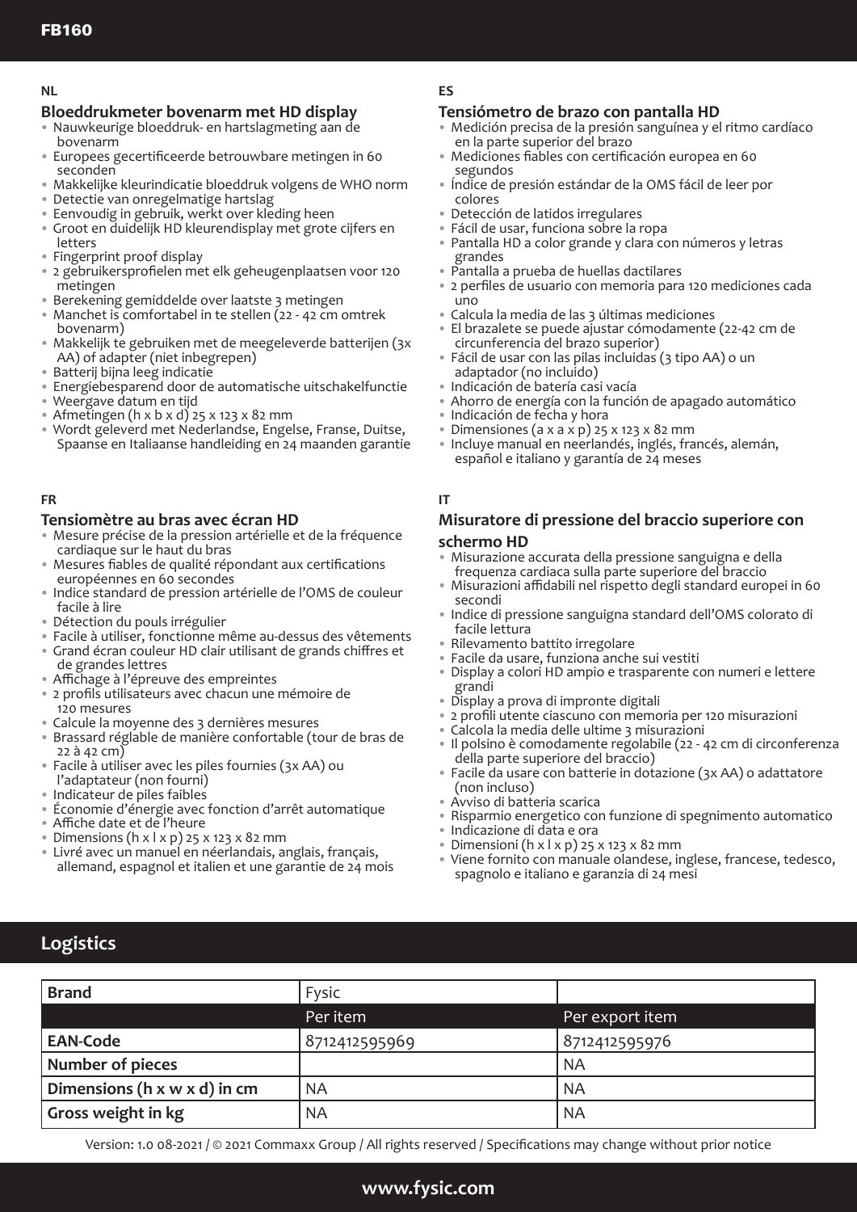# FB160

## NL

### Bloeddrukmeter bovenarm met HD display

- Nauwkeurige bloeddruk- en hartslagmeting aan de bovenarm
- Europees gecertificeerde betrouwbare metingen in 60 seconden
- Makkelijke kleurindicatie bloeddruk volgens de WHO norm
- Detectie van onregelmatige hartslag
- Eenvoudig in gebruik, werkt over kleding heen
- Groot en duidelijk HD kleurendisplay met grote cijfers en letters
- Fingerprint proof display
- 2 gebruikersprofielen met elk geheugenplaatsen voor 120 metingen
- Berekening gemiddelde over laatste 3 metingen
- Manchet is comfortabel in te stellen (22 - 42 cm omtrek bovenarm)
- Makkelijk te gebruiken met de meegeleverde batterijen (3x AA) of adapter (niet inbegrepen)
- Batterij bijna leeg indicatie
- Energiebesparend door de automatische uitschakelfunctie
- Weergave datum en tijd
- Afmetingen (h x b x d) 25 x 123 x 82 mm
- Wordt geleverd met Nederlandse, Engelse, Franse, Duitse, Spaanse en Italiaanse handleiding en 24 maanden garantie

## ES

### Tensiómetro de brazo con pantalla HD

- Medición precisa de la presión sanguínea y el ritmo cardíaco en la parte superior del brazo
- Mediciones fiables con certificación europea en 60 segundos
- Índice de presión estándar de la OMS fácil de leer por colores
- Detección de latidos irregulares
- Fácil de usar, funciona sobre la ropa
- Pantalla HD a color grande y clara con números y letras grandes
- Pantalla a prueba de huellas dactilares
- 2 perfiles de usuario con memoria para 120 mediciones cada uno
- Calcula la media de las 3 últimas mediciones
- El brazalete se puede ajustar cómodamente (22-42 cm de circunferencia del brazo superior)
- Fácil de usar con las pilas incluidas (3 tipo AA) o un adaptador (no incluido)
- Indicación de batería casi vacía
- Ahorro de energía con la función de apagado automático
- Indicación de fecha y hora
- Dimensiones (a x a x p) 25 x 123 x 82 mm
- Incluye manual en neerlandés, inglés, francés, alemán, español e italiano y garantía de 24 meses

## FR

### Tensiomètre au bras avec écran HD

- Mesure précise de la pression artérielle et de la fréquence cardiaque sur le haut du bras
- Mesures fiables de qualité répondant aux certifications européennes en 60 secondes
- Indice standard de pression artérielle de l'OMS de couleur facile à lire
- Détection du pouls irrégulier
- Facile à utiliser, fonctionne même au-dessus des vêtements
- Grand écran couleur HD clair utilisant de grands chiffres et de grandes lettres
- Affichage à l'épreuve des empreintes
- 2 profils utilisateurs avec chacun une mémoire de 120 mesures
- Calcule la moyenne des 3 dernières mesures
- Brassard réglable de manière confortable (tour de bras de 22 à 42 cm)
- Facile à utiliser avec les piles fournies (3x AA) ou l'adaptateur (non fourni)
- Indicateur de piles faibles
- Économie d'énergie avec fonction d'arrêt automatique
- Affiche date et de l'heure
- Dimensions (h x l x p) 25 x 123 x 82 mm
- Livré avec un manuel en néerlandais, anglais, français, allemand, espagnol et italien et une garantie de 24 mois

## IT

### Misuratore di pressione del braccio superiore con schermo HD

- Misurazione accurata della pressione sanguigna e della frequenza cardiaca sulla parte superiore del braccio
- Misurazioni affidabili nel rispetto degli standard europei in 60 secondi
- Indice di pressione sanguigna standard dell'OMS colorato di facile lettura
- Rilevamento battito irregolare
- Facile da usare, funziona anche sui vestiti
- Display a colori HD ampio e trasparente con numeri e lettere grandi
- Display a prova di impronte digitali
- 2 profili utente ciascuno con memoria per 120 misurazioni
- Calcola la media delle ultime 3 misurazioni
- Il polsino è comodamente regolabile (22 - 42 cm di circonferenza della parte superiore del braccio)
- Facile da usare con batterie in dotazione (3x AA) o adattatore (non incluso)
- Avviso di batteria scarica
- Risparmio energetico con funzione di spegnimento automatico
- Indicazione di data e ora
- Dimensioni (h x l x p) 25 x 123 x 82 mm
- Viene fornito con manuale olandese, inglese, francese, tedesco, spagnolo e italiano e garanzia di 24 mesi

## Logistics

| | | |
|---|---|---|
| **Brand** | Fysic | |
| | Per item | Per export item |
| **EAN-Code** | 8712412595969 | 8712412595976 |
| **Number of pieces** | | NA |
| **Dimensions (h x w x d) in cm** | NA | NA |
| **Gross weight in kg** | NA | NA |

Version: 1.0 08-2021 / © 2021 Commaxx Group / All rights reserved / Specifications may change without prior notice

www.fysic.com